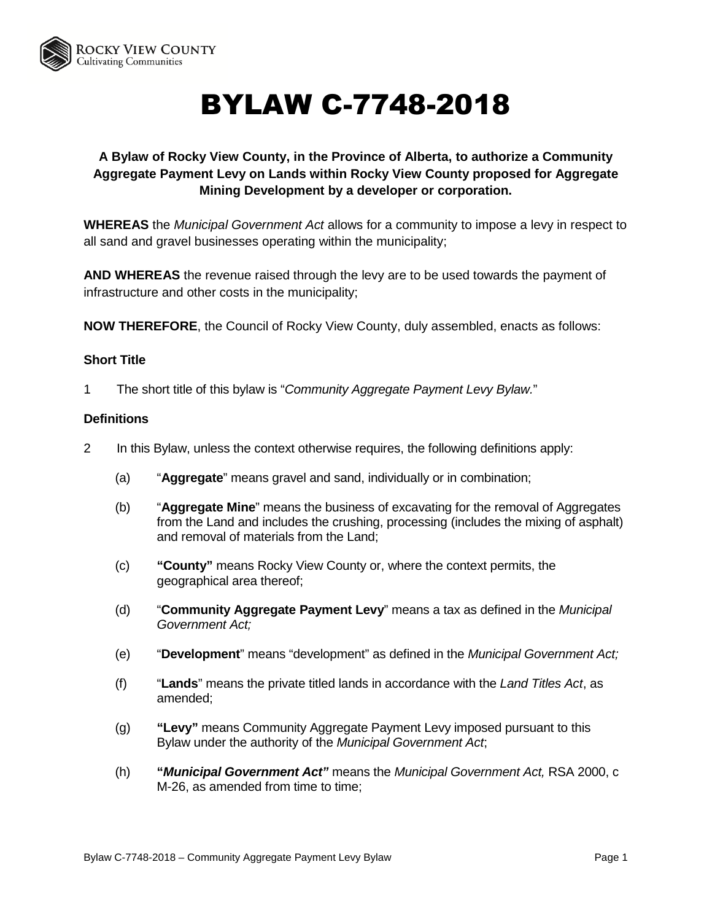Rocky View County
Cultivating Communities

# BYLAW C-7748-2018

**A Bylaw of Rocky View County, in the Province of Alberta, to authorize a Community Aggregate Payment Levy on Lands within Rocky View County proposed for Aggregate Mining Development by a developer or corporation.**

**WHEREAS** the *Municipal Government Act* allows for a community to impose a levy in respect to all sand and gravel businesses operating within the municipality;

**AND WHEREAS** the revenue raised through the levy are to be used towards the payment of infrastructure and other costs in the municipality;

**NOW THEREFORE**, the Council of Rocky View County, duly assembled, enacts as follows:

### Short Title

1 The short title of this bylaw is "*Community Aggregate Payment Levy Bylaw.*"

### Definitions

2 In this Bylaw, unless the context otherwise requires, the following definitions apply:

(a) "**Aggregate**" means gravel and sand, individually or in combination;

(b) "**Aggregate Mine**" means the business of excavating for the removal of Aggregates from the Land and includes the crushing, processing (includes the mixing of asphalt) and removal of materials from the Land;

(c) **"County"** means Rocky View County or, where the context permits, the geographical area thereof;

(d) "**Community Aggregate Payment Levy**" means a tax as defined in the *Municipal Government Act;*

(e) "**Development**" means "development" as defined in the *Municipal Government Act;*

(f) "**Lands**" means the private titled lands in accordance with the *Land Titles Act*, as amended;

(g) **"Levy"** means Community Aggregate Payment Levy imposed pursuant to this Bylaw under the authority of the *Municipal Government Act*;

(h) **"*Municipal Government Act*"** means the *Municipal Government Act,* RSA 2000, c M-26, as amended from time to time;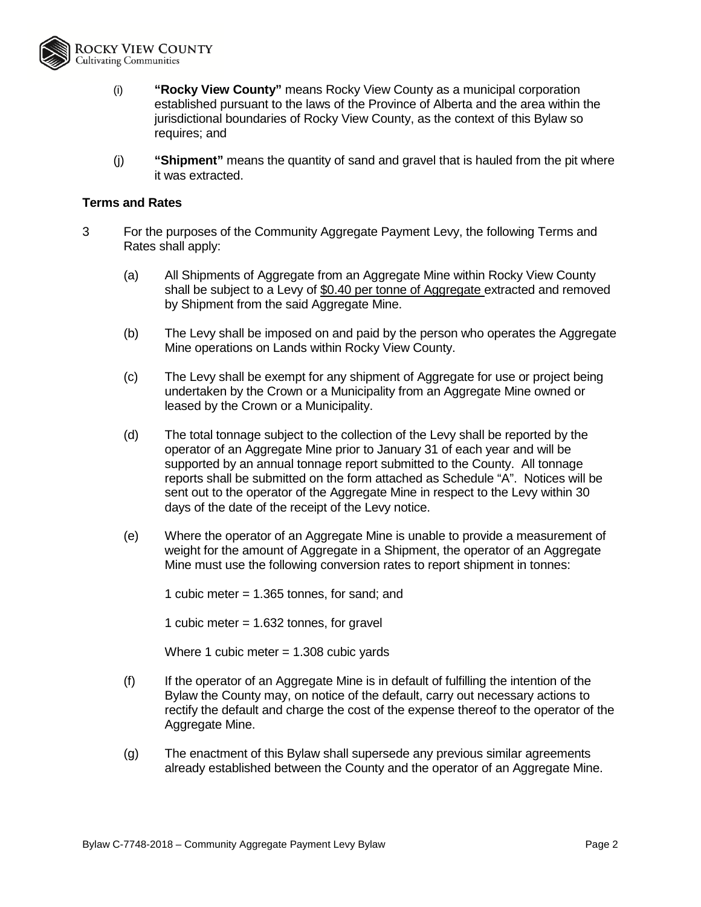(i) **"Rocky View County"** means Rocky View County as a municipal corporation established pursuant to the laws of the Province of Alberta and the area within the jurisdictional boundaries of Rocky View County, as the context of this Bylaw so requires; and

(j) **"Shipment"** means the quantity of sand and gravel that is hauled from the pit where it was extracted.

**Terms and Rates**

3 For the purposes of the Community Aggregate Payment Levy, the following Terms and Rates shall apply:

(a) All Shipments of Aggregate from an Aggregate Mine within Rocky View County shall be subject to a Levy of <u>$0.40 per tonne of Aggregate</u> extracted and removed by Shipment from the said Aggregate Mine.

(b) The Levy shall be imposed on and paid by the person who operates the Aggregate Mine operations on Lands within Rocky View County.

(c) The Levy shall be exempt for any shipment of Aggregate for use or project being undertaken by the Crown or a Municipality from an Aggregate Mine owned or leased by the Crown or a Municipality.

(d) The total tonnage subject to the collection of the Levy shall be reported by the operator of an Aggregate Mine prior to January 31 of each year and will be supported by an annual tonnage report submitted to the County. All tonnage reports shall be submitted on the form attached as Schedule "A". Notices will be sent out to the operator of the Aggregate Mine in respect to the Levy within 30 days of the date of the receipt of the Levy notice.

(e) Where the operator of an Aggregate Mine is unable to provide a measurement of weight for the amount of Aggregate in a Shipment, the operator of an Aggregate Mine must use the following conversion rates to report shipment in tonnes:

1 cubic meter = 1.365 tonnes, for sand; and

1 cubic meter = 1.632 tonnes, for gravel

Where 1 cubic meter = 1.308 cubic yards

(f) If the operator of an Aggregate Mine is in default of fulfilling the intention of the Bylaw the County may, on notice of the default, carry out necessary actions to rectify the default and charge the cost of the expense thereof to the operator of the Aggregate Mine.

(g) The enactment of this Bylaw shall supersede any previous similar agreements already established between the County and the operator of an Aggregate Mine.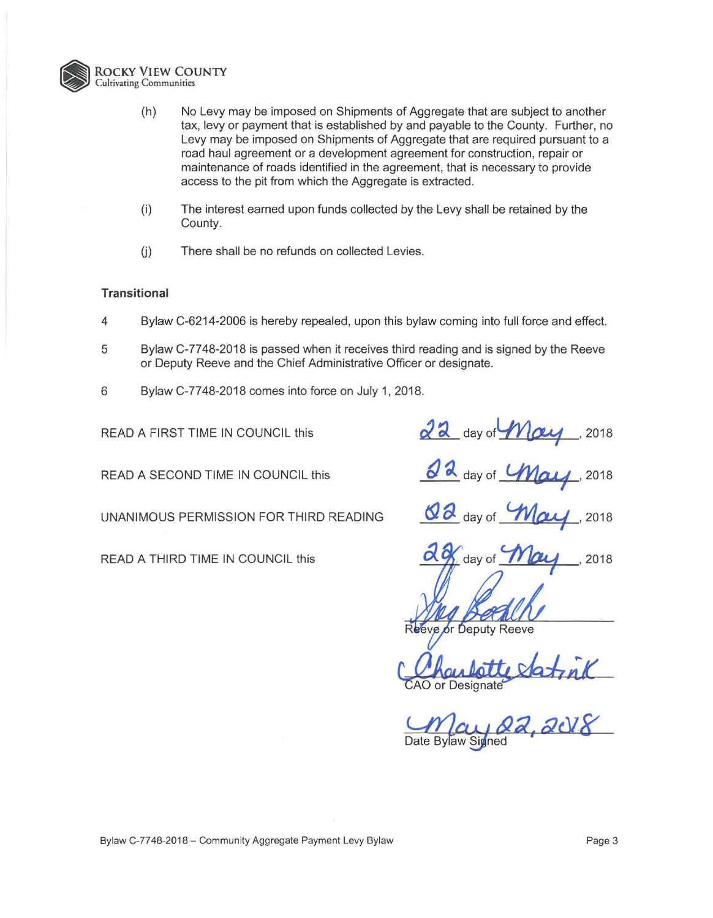(h) No Levy may be imposed on Shipments of Aggregate that are subject to another tax, levy or payment that is established by and payable to the County. Further, no Levy may be imposed on Shipments of Aggregate that are required pursuant to a road haul agreement or a development agreement for construction, repair or maintenance of roads identified in the agreement, that is necessary to provide access to the pit from which the Aggregate is extracted.

(i) The interest earned upon funds collected by the Levy shall be retained by the County.

(j) There shall be no refunds on collected Levies.

**Transitional**

4 Bylaw C-6214-2006 is hereby repealed, upon this bylaw coming into full force and effect.

5 Bylaw C-7748-2018 is passed when it receives third reading and is signed by the Reeve or Deputy Reeve and the Chief Administrative Officer or designate.

6 Bylaw C-7748-2018 comes into force on July 1, 2018.

READ A FIRST TIME IN COUNCIL this 22 day of May, 2018

READ A SECOND TIME IN COUNCIL this 22 day of May, 2018

UNANIMOUS PERMISSION FOR THIRD READING 22 day of May, 2018

READ A THIRD TIME IN COUNCIL this 22 day of May, 2018

Reeve or Deputy Reeve

CAO or Designate

May 22, 2018
Date Bylaw Signed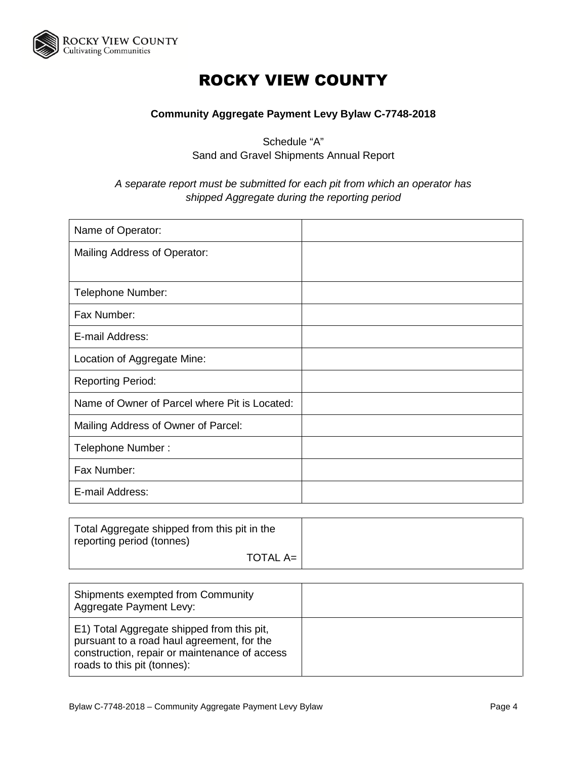# ROCKY VIEW COUNTY

**Community Aggregate Payment Levy Bylaw C-7748-2018**

Schedule "A"
Sand and Gravel Shipments Annual Report

*A separate report must be submitted for each pit from which an operator has shipped Aggregate during the reporting period*

| | |
|---|---|
| Name of Operator: | |
| Mailing Address of Operator: | |
| Telephone Number: | |
| Fax Number: | |
| E-mail Address: | |
| Location of Aggregate Mine: | |
| Reporting Period: | |
| Name of Owner of Parcel where Pit is Located: | |
| Mailing Address of Owner of Parcel: | |
| Telephone Number : | |
| Fax Number: | |
| E-mail Address: | |

| | |
|---|---|
| Total Aggregate shipped from this pit in the reporting period (tonnes) TOTAL A= | |

| | |
|---|---|
| Shipments exempted from Community Aggregate Payment Levy: | |
| E1) Total Aggregate shipped from this pit, pursuant to a road haul agreement, for the construction, repair or maintenance of access roads to this pit (tonnes): | |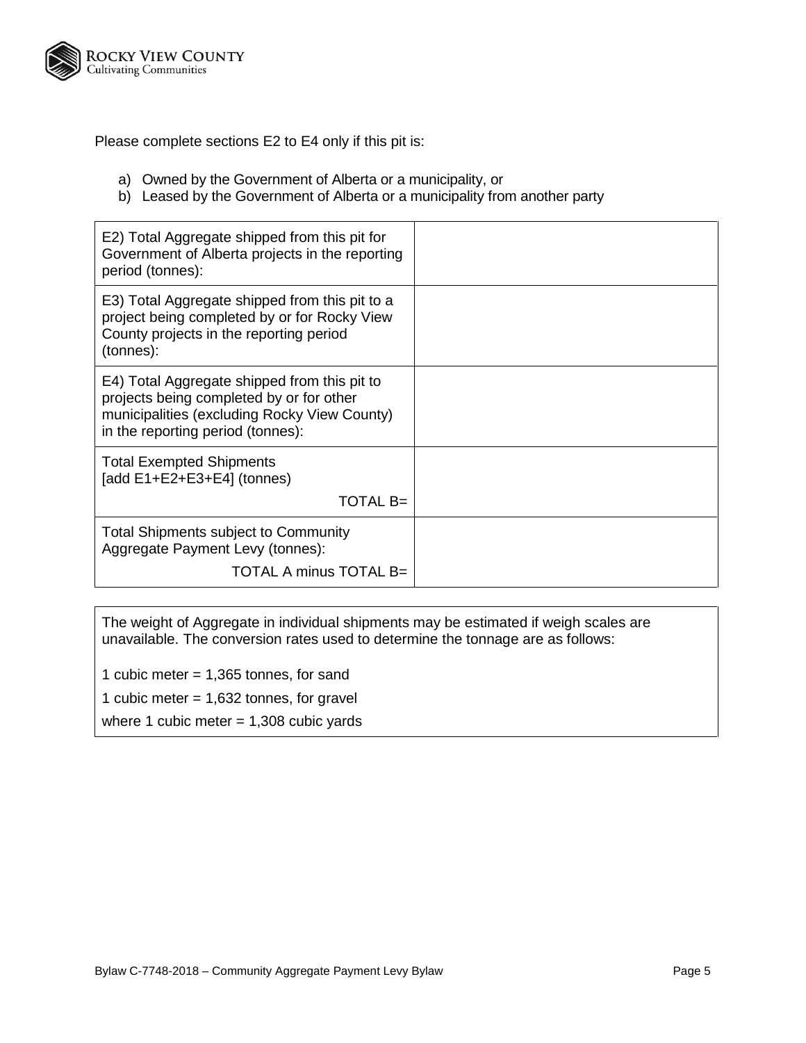Please complete sections E2 to E4 only if this pit is:

a) Owned by the Government of Alberta or a municipality, or
b) Leased by the Government of Alberta or a municipality from another party

| | |
|---|---|
| E2) Total Aggregate shipped from this pit for Government of Alberta projects in the reporting period (tonnes): | |
| E3) Total Aggregate shipped from this pit to a project being completed by or for Rocky View County projects in the reporting period (tonnes): | |
| E4) Total Aggregate shipped from this pit to projects being completed by or for other municipalities (excluding Rocky View County) in the reporting period (tonnes): | |
| Total Exempted Shipments [add E1+E2+E3+E4] (tonnes) TOTAL B= | |
| Total Shipments subject to Community Aggregate Payment Levy (tonnes): TOTAL A minus TOTAL B= | |

The weight of Aggregate in individual shipments may be estimated if weigh scales are unavailable. The conversion rates used to determine the tonnage are as follows:

1 cubic meter = 1,365 tonnes, for sand

1 cubic meter = 1,632 tonnes, for gravel

where 1 cubic meter = 1,308 cubic yards